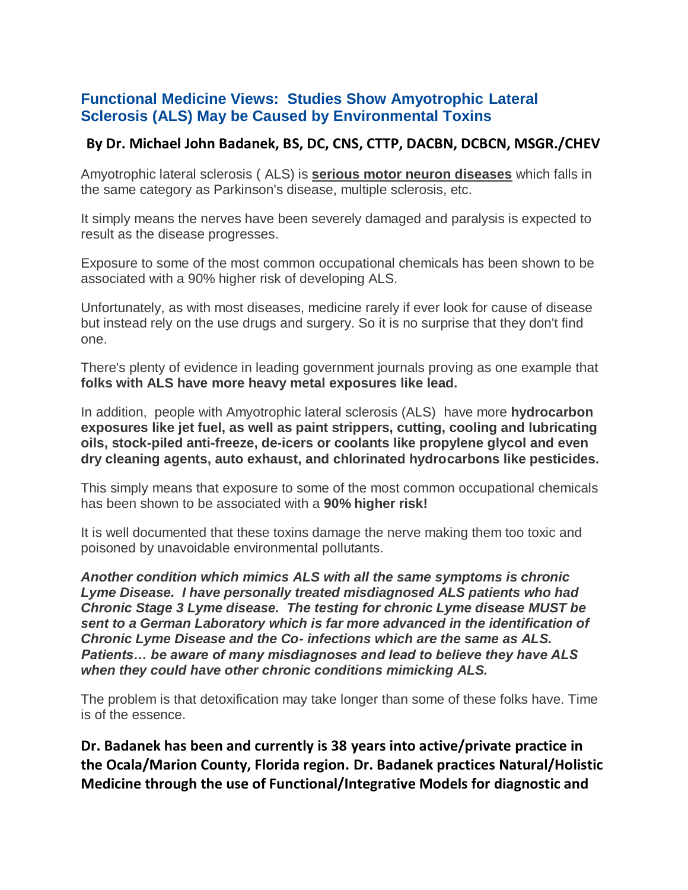## Functional Medicine Views: Studies Show Amyotrophic Lateral Sclerosis (ALS) May be Caused by Environmental Toxins

### By Dr. Michael John Badanek, BS, DC, CNS, CTTP, DACBN, DCBCN, MSGR./CHEV

Amyotrophic lateral sclerosis ( ALS) is **serious motor neuron diseases** which falls in the same category as Parkinson's disease, multiple sclerosis, etc.

It simply means the nerves have been severely damaged and paralysis is expected to result as the disease progresses.

Exposure to some of the most common occupational chemicals has been shown to be associated with a 90% higher risk of developing ALS.

Unfortunately, as with most diseases, medicine rarely if ever look for cause of disease but instead rely on the use drugs and surgery. So it is no surprise that they don't find one.

There's plenty of evidence in leading government journals proving as one example that **folks with ALS have more heavy metal exposures like lead.**

In addition, people with Amyotrophic lateral sclerosis (ALS) have more **hydrocarbon exposures like jet fuel, as well as paint strippers, cutting, cooling and lubricating oils, stock-piled anti-freeze, de-icers or coolants like propylene glycol and even dry cleaning agents, auto exhaust, and chlorinated hydrocarbons like pesticides.**

This simply means that exposure to some of the most common occupational chemicals has been shown to be associated with a **90% higher risk!**

It is well documented that these toxins damage the nerve making them too toxic and poisoned by unavoidable environmental pollutants.

***Another condition which mimics ALS with all the same symptoms is chronic Lyme Disease. I have personally treated misdiagnosed ALS patients who had Chronic Stage 3 Lyme disease. The testing for chronic Lyme disease MUST be sent to a German Laboratory which is far more advanced in the identification of Chronic Lyme Disease and the Co- infections which are the same as ALS. Patients… be aware of many misdiagnoses and lead to believe they have ALS when they could have other chronic conditions mimicking ALS.***

The problem is that detoxification may take longer than some of these folks have. Time is of the essence.

**Dr. Badanek has been and currently is 38 years into active/private practice in the Ocala/Marion County, Florida region. Dr. Badanek practices Natural/Holistic Medicine through the use of Functional/Integrative Models for diagnostic and**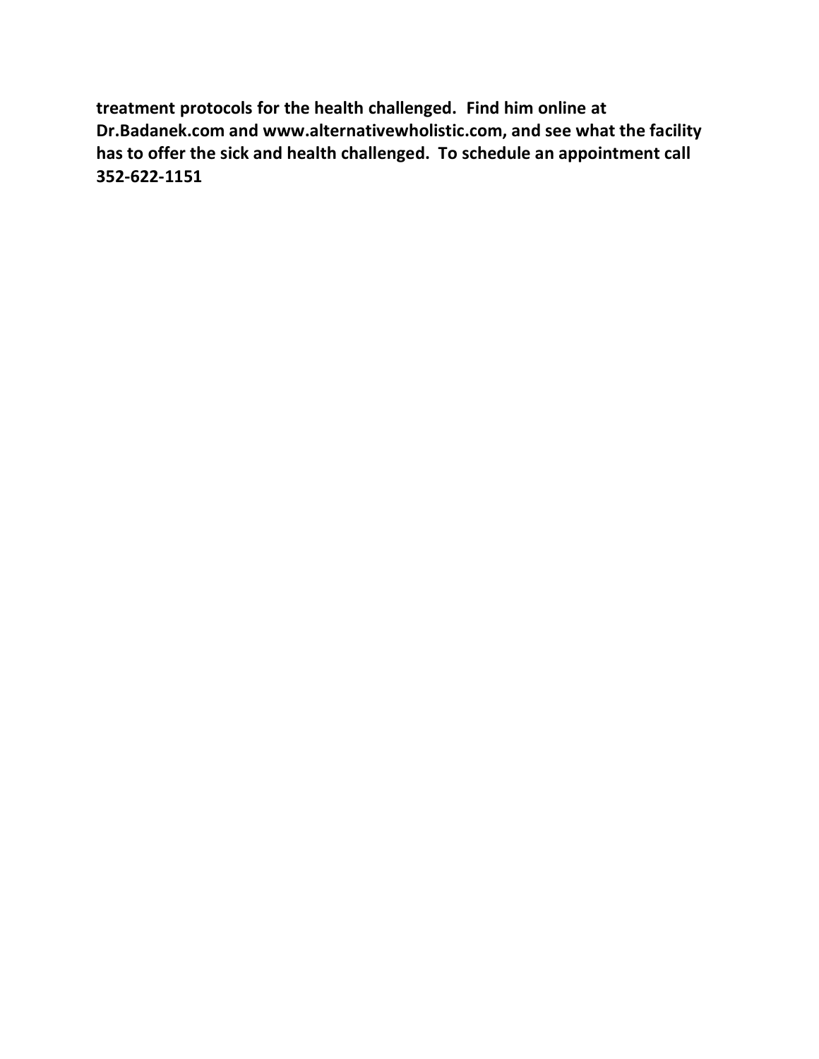**treatment protocols for the health challenged. Find him online at Dr.Badanek.com and www.alternativewholistic.com, and see what the facility has to offer the sick and health challenged. To schedule an appointment call 352-622-1151**